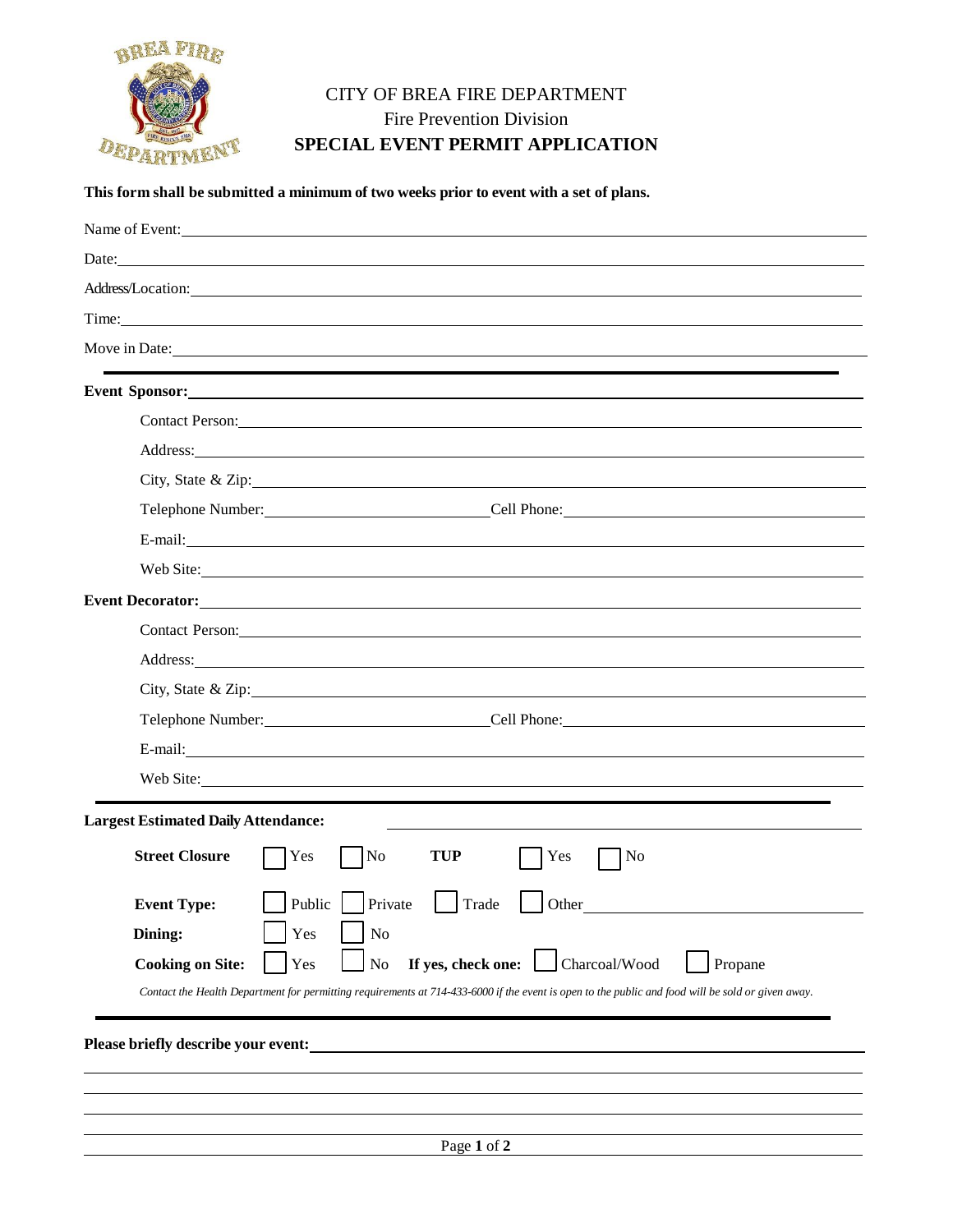# CITY OF BREA FIRE DEPARTMENT

Fire Prevention Division

**SPECIAL EVENT PERMIT APPLICATION**

**This form shall be submitted a minimum of two weeks prior to event with a set of plans.**

Name of Event: ______________________________

Date: ______________________________

Address/Location: ______________________________

Time: ______________________________

Move in Date: ______________________________

---

**Event Sponsor:** ______________________________

Contact Person: ______________________________

Address: ______________________________

City, State & Zip: ______________________________

Telephone Number: ______________ Cell Phone: ______________

E-mail: ______________________________

Web Site: ______________________________

**Event Decorator:** ______________________________

Contact Person: ______________________________

Address: ______________________________

City, State & Zip: ______________________________

Telephone Number: ______________ Cell Phone: ______________

E-mail: ______________________________

Web Site: ______________________________

---

**Largest Estimated Daily Attendance:** ______________________________

**Street Closure** ☐ Yes ☐ No **TUP** ☐ Yes ☐ No

**Event Type:** ☐ Public ☐ Private ☐ Trade ☐ Other ______________

**Dining:** ☐ Yes ☐ No

**Cooking on Site:** ☐ Yes ☐ No **If yes, check one:** ☐ Charcoal/Wood ☐ Propane

*Contact the Health Department for permitting requirements at 714-433-6000 if the event is open to the public and food will be sold or given away.*

---

**Please briefly describe your event:** ______________________________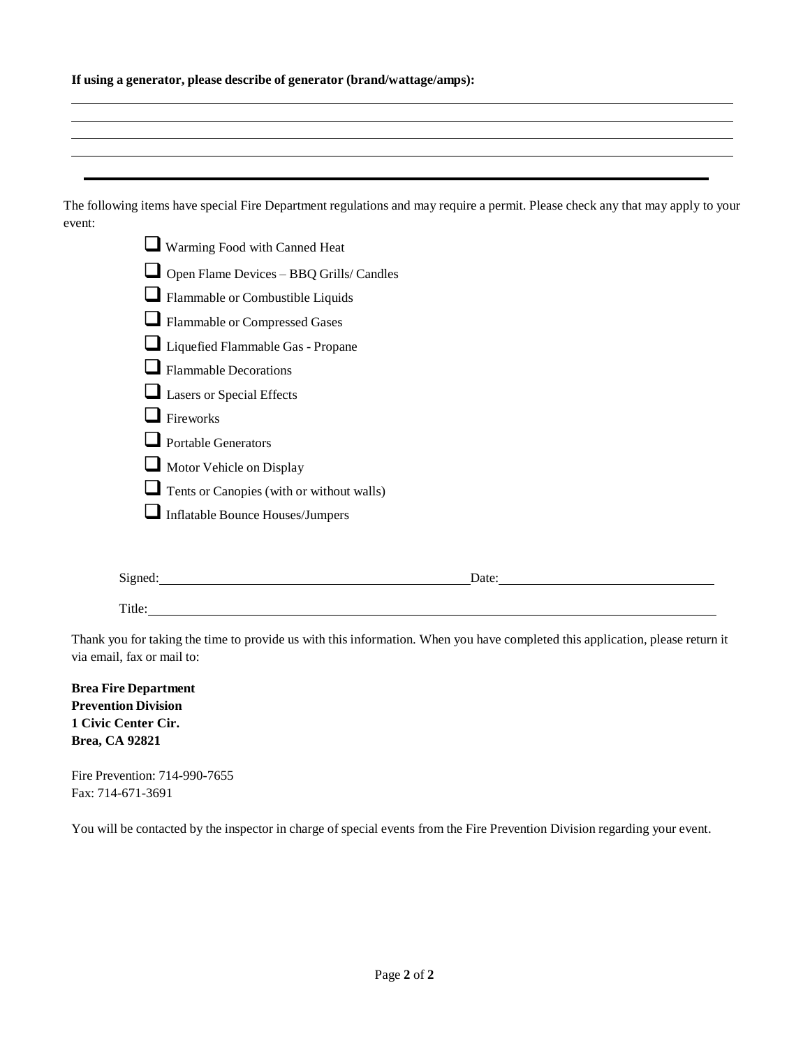**If using a generator, please describe of generator (brand/wattage/apms):**

______________________________________________________________________________

______________________________________________________________________________

______________________________________________________________________________

______________________________________________________________________________

---

The following items have special Fire Department regulations and may require a permit. Please check any that may apply to your event:

- ☐ Warming Food with Canned Heat
- ☐ Open Flame Devices – BBQ Grills/ Candles
- ☐ Flammable or Combustible Liquids
- ☐ Flammable or Compressed Gases
- ☐ Liquefied Flammable Gas - Propane
- ☐ Flammable Decorations
- ☐ Lasers or Special Effects
- ☐ Fireworks
- ☐ Portable Generators
- ☐ Motor Vehicle on Display
- ☐ Tents or Canopies (with or without walls)
- ☐ Inflatable Bounce Houses/Jumpers

Signed:______________________________________ Date:____________________________

Title:______________________________________________________________________

Thank you for taking the time to provide us with this information. When you have completed this application, please return it via email, fax or mail to:

**Brea Fire Department**
**Prevention Division**
**1 Civic Center Cir.**
**Brea, CA 92821**

Fire Prevention: 714-990-7655
Fax: 714-671-3691

You will be contacted by the inspector in charge of special events from the Fire Prevention Division regarding your event.